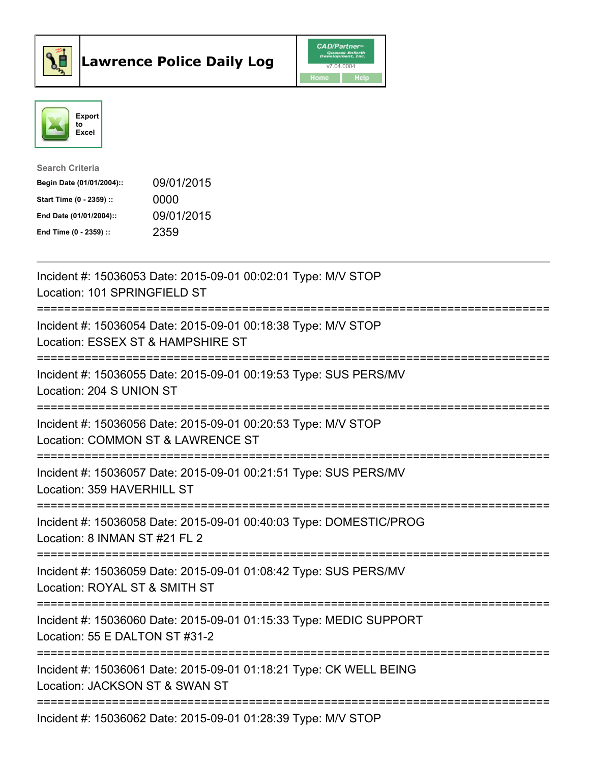# Lawrence Police Daily Log

Export to Excel

**Search Criteria**

| | |
|---|---|
| **Begin Date (01/01/2004)::** | 09/01/2015 |
| **Start Time (0 - 2359) ::** | 0000 |
| **End Date (01/01/2004)::** | 09/01/2015 |
| **End Time (0 - 2359) ::** | 2359 |

---

Incident #: 15036053 Date: 2015-09-01 00:02:01 Type: M/V STOP
Location: 101 SPRINGFIELD ST

===========================================================================

Incident #: 15036054 Date: 2015-09-01 00:18:38 Type: M/V STOP
Location: ESSEX ST & HAMPSHIRE ST

===========================================================================

Incident #: 15036055 Date: 2015-09-01 00:19:53 Type: SUS PERS/MV
Location: 204 S UNION ST

===========================================================================

Incident #: 15036056 Date: 2015-09-01 00:20:53 Type: M/V STOP
Location: COMMON ST & LAWRENCE ST

===========================================================================

Incident #: 15036057 Date: 2015-09-01 00:21:51 Type: SUS PERS/MV
Location: 359 HAVERHILL ST

===========================================================================

Incident #: 15036058 Date: 2015-09-01 00:40:03 Type: DOMESTIC/PROG
Location: 8 INMAN ST #21 FL 2

===========================================================================

Incident #: 15036059 Date: 2015-09-01 01:08:42 Type: SUS PERS/MV
Location: ROYAL ST & SMITH ST

===========================================================================

Incident #: 15036060 Date: 2015-09-01 01:15:33 Type: MEDIC SUPPORT
Location: 55 E DALTON ST #31-2

===========================================================================

Incident #: 15036061 Date: 2015-09-01 01:18:21 Type: CK WELL BEING
Location: JACKSON ST & SWAN ST

===========================================================================

Incident #: 15036062 Date: 2015-09-01 01:28:39 Type: M/V STOP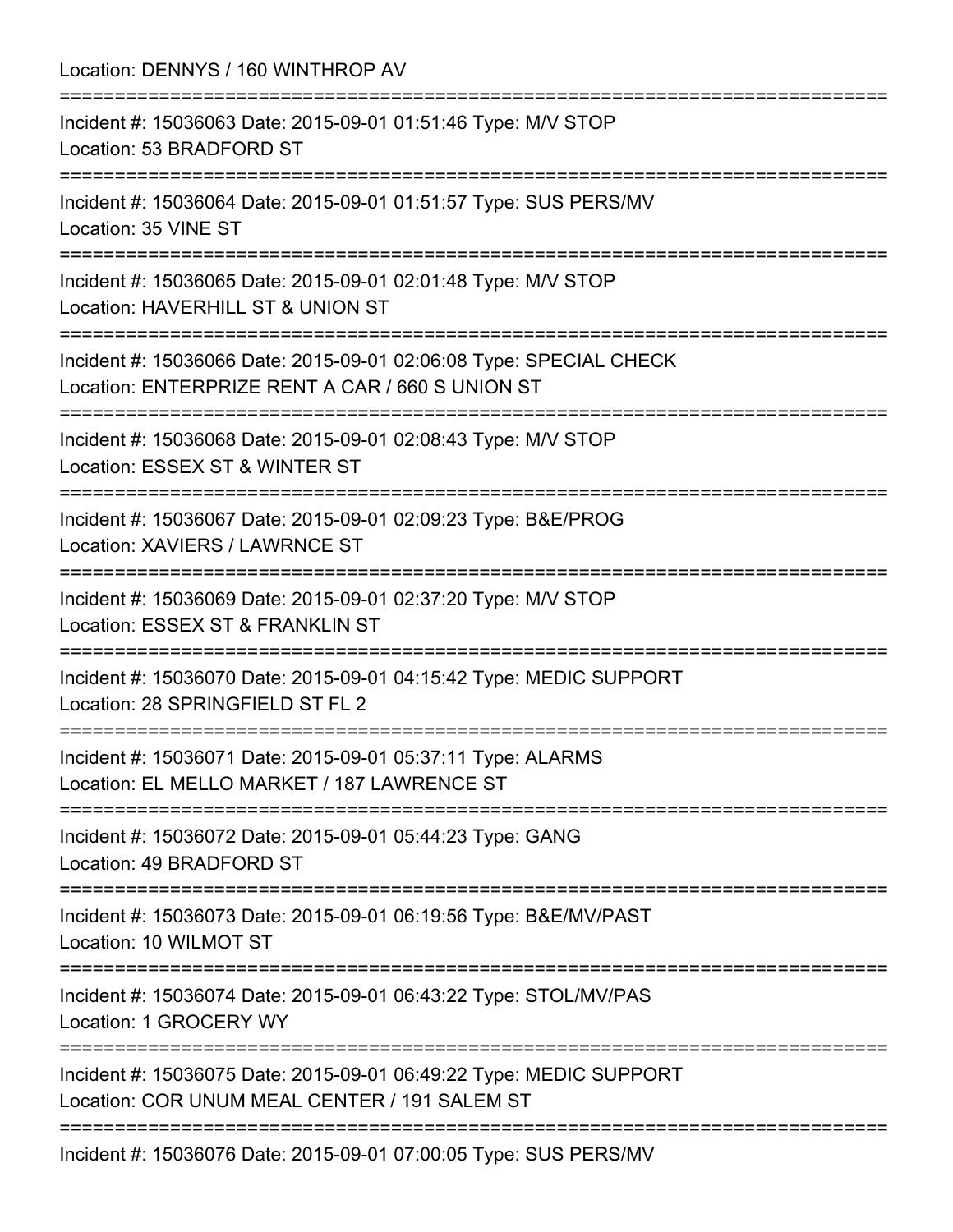Location: DENNYS / 160 WINTHROP AV

===========================================================================

Incident #: 15036063 Date: 2015-09-01 01:51:46 Type: M/V STOP
Location: 53 BRADFORD ST

===========================================================================

Incident #: 15036064 Date: 2015-09-01 01:51:57 Type: SUS PERS/MV
Location: 35 VINE ST

===========================================================================

Incident #: 15036065 Date: 2015-09-01 02:01:48 Type: M/V STOP
Location: HAVERHILL ST & UNION ST

===========================================================================

Incident #: 15036066 Date: 2015-09-01 02:06:08 Type: SPECIAL CHECK
Location: ENTERPRIZE RENT A CAR / 660 S UNION ST

===========================================================================

Incident #: 15036068 Date: 2015-09-01 02:08:43 Type: M/V STOP
Location: ESSEX ST & WINTER ST

===========================================================================

Incident #: 15036067 Date: 2015-09-01 02:09:23 Type: B&E/PROG
Location: XAVIERS / LAWRNCE ST

===========================================================================

Incident #: 15036069 Date: 2015-09-01 02:37:20 Type: M/V STOP
Location: ESSEX ST & FRANKLIN ST

===========================================================================

Incident #: 15036070 Date: 2015-09-01 04:15:42 Type: MEDIC SUPPORT
Location: 28 SPRINGFIELD ST FL 2

===========================================================================

Incident #: 15036071 Date: 2015-09-01 05:37:11 Type: ALARMS
Location: EL MELLO MARKET / 187 LAWRENCE ST

===========================================================================

Incident #: 15036072 Date: 2015-09-01 05:44:23 Type: GANG
Location: 49 BRADFORD ST

===========================================================================

Incident #: 15036073 Date: 2015-09-01 06:19:56 Type: B&E/MV/PAST
Location: 10 WILMOT ST

===========================================================================

Incident #: 15036074 Date: 2015-09-01 06:43:22 Type: STOL/MV/PAS
Location: 1 GROCERY WY

===========================================================================

Incident #: 15036075 Date: 2015-09-01 06:49:22 Type: MEDIC SUPPORT
Location: COR UNUM MEAL CENTER / 191 SALEM ST

===========================================================================

Incident #: 15036076 Date: 2015-09-01 07:00:05 Type: SUS PERS/MV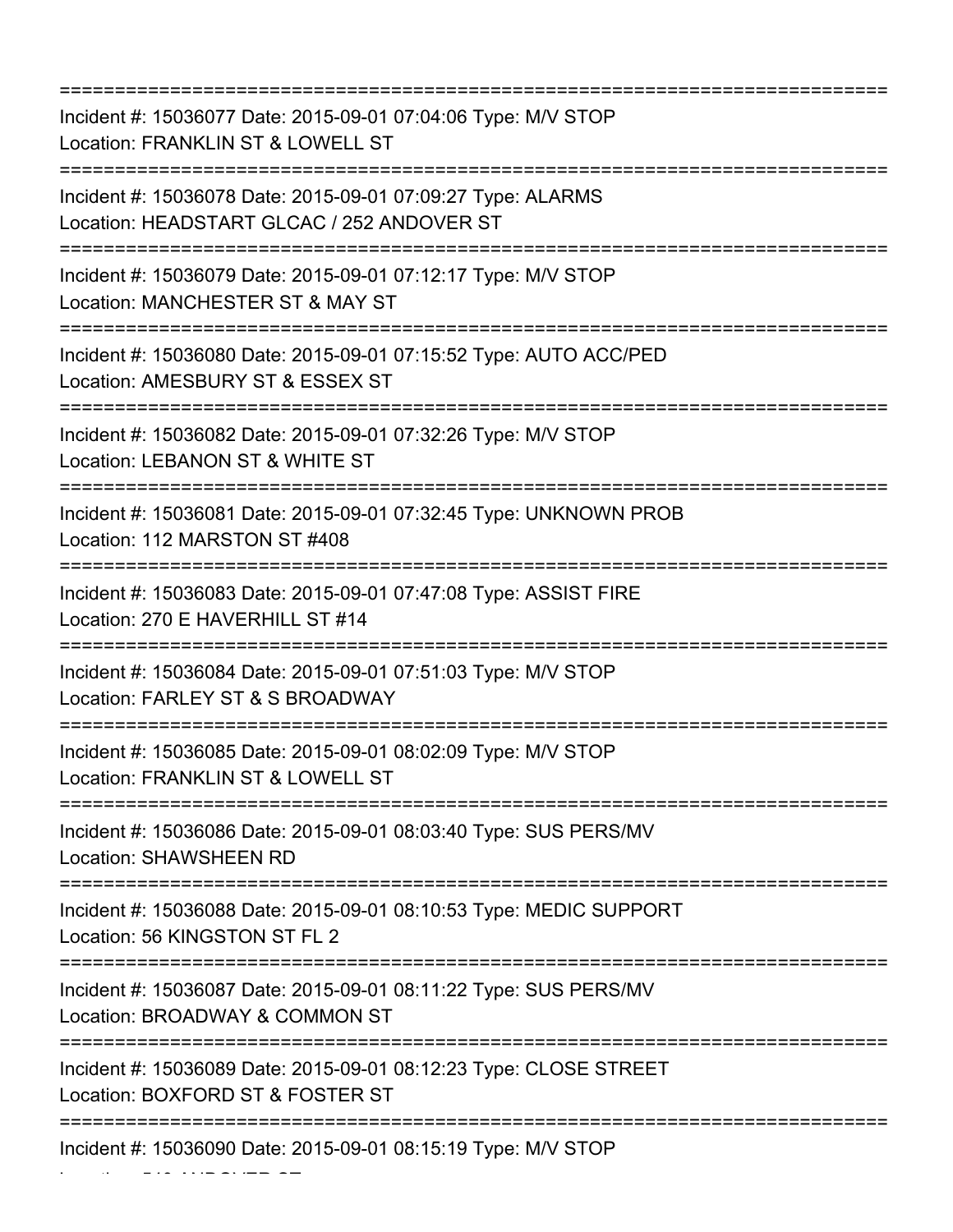===========================================================================
Incident #: 15036077 Date: 2015-09-01 07:04:06 Type: M/V STOP
Location: FRANKLIN ST & LOWELL ST
===========================================================================
Incident #: 15036078 Date: 2015-09-01 07:09:27 Type: ALARMS
Location: HEADSTART GLCAC / 252 ANDOVER ST
===========================================================================
Incident #: 15036079 Date: 2015-09-01 07:12:17 Type: M/V STOP
Location: MANCHESTER ST & MAY ST
===========================================================================
Incident #: 15036080 Date: 2015-09-01 07:15:52 Type: AUTO ACC/PED
Location: AMESBURY ST & ESSEX ST
===========================================================================
Incident #: 15036082 Date: 2015-09-01 07:32:26 Type: M/V STOP
Location: LEBANON ST & WHITE ST
===========================================================================
Incident #: 15036081 Date: 2015-09-01 07:32:45 Type: UNKNOWN PROB
Location: 112 MARSTON ST #408
===========================================================================
Incident #: 15036083 Date: 2015-09-01 07:47:08 Type: ASSIST FIRE
Location: 270 E HAVERHILL ST #14
===========================================================================
Incident #: 15036084 Date: 2015-09-01 07:51:03 Type: M/V STOP
Location: FARLEY ST & S BROADWAY
===========================================================================
Incident #: 15036085 Date: 2015-09-01 08:02:09 Type: M/V STOP
Location: FRANKLIN ST & LOWELL ST
===========================================================================
Incident #: 15036086 Date: 2015-09-01 08:03:40 Type: SUS PERS/MV
Location: SHAWSHEEN RD
===========================================================================
Incident #: 15036088 Date: 2015-09-01 08:10:53 Type: MEDIC SUPPORT
Location: 56 KINGSTON ST FL 2
===========================================================================
Incident #: 15036087 Date: 2015-09-01 08:11:22 Type: SUS PERS/MV
Location: BROADWAY & COMMON ST
===========================================================================
Incident #: 15036089 Date: 2015-09-01 08:12:23 Type: CLOSE STREET
Location: BOXFORD ST & FOSTER ST
===========================================================================
Incident #: 15036090 Date: 2015-09-01 08:15:19 Type: M/V STOP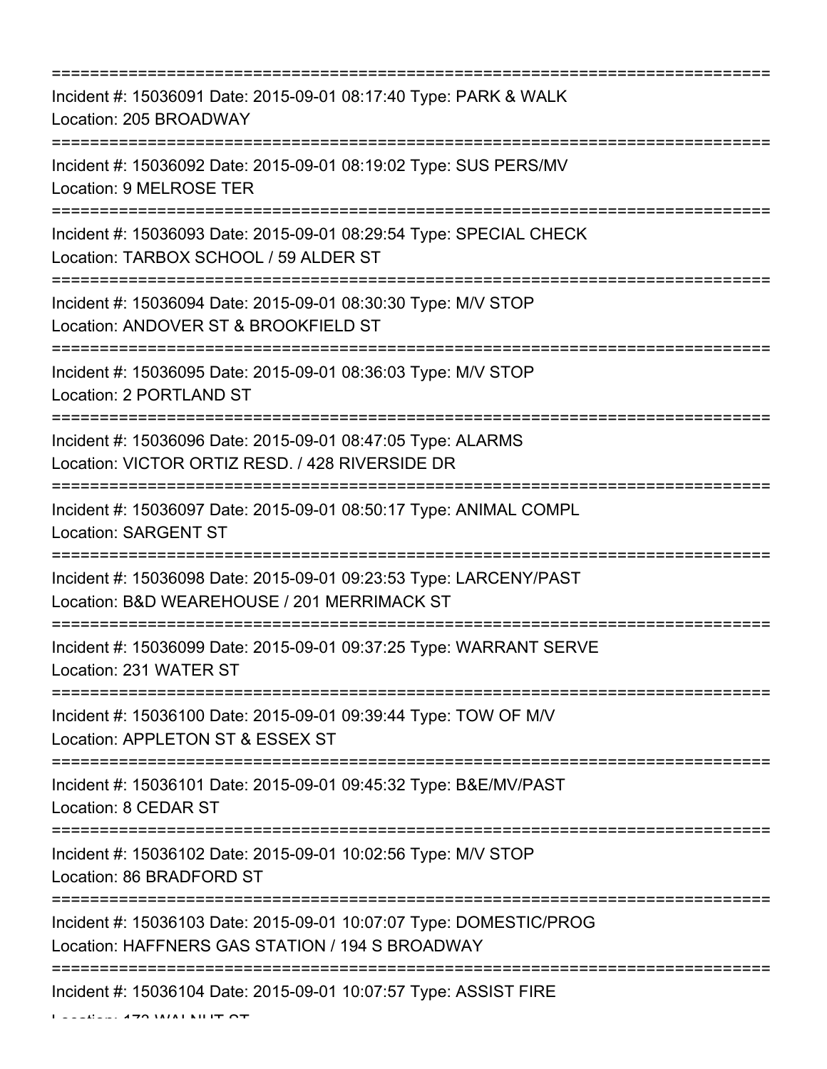===========================================================================

Incident #: 15036091 Date: 2015-09-01 08:17:40 Type: PARK & WALK
Location: 205 BROADWAY

===========================================================================

Incident #: 15036092 Date: 2015-09-01 08:19:02 Type: SUS PERS/MV
Location: 9 MELROSE TER

===========================================================================

Incident #: 15036093 Date: 2015-09-01 08:29:54 Type: SPECIAL CHECK
Location: TARBOX SCHOOL / 59 ALDER ST

===========================================================================

Incident #: 15036094 Date: 2015-09-01 08:30:30 Type: M/V STOP
Location: ANDOVER ST & BROOKFIELD ST

===========================================================================

Incident #: 15036095 Date: 2015-09-01 08:36:03 Type: M/V STOP
Location: 2 PORTLAND ST

===========================================================================

Incident #: 15036096 Date: 2015-09-01 08:47:05 Type: ALARMS
Location: VICTOR ORTIZ RESD. / 428 RIVERSIDE DR

===========================================================================

Incident #: 15036097 Date: 2015-09-01 08:50:17 Type: ANIMAL COMPL
Location: SARGENT ST

===========================================================================

Incident #: 15036098 Date: 2015-09-01 09:23:53 Type: LARCENY/PAST
Location: B&D WEAREHOUSE / 201 MERRIMACK ST

===========================================================================

Incident #: 15036099 Date: 2015-09-01 09:37:25 Type: WARRANT SERVE
Location: 231 WATER ST

===========================================================================

Incident #: 15036100 Date: 2015-09-01 09:39:44 Type: TOW OF M/V
Location: APPLETON ST & ESSEX ST

===========================================================================

Incident #: 15036101 Date: 2015-09-01 09:45:32 Type: B&E/MV/PAST
Location: 8 CEDAR ST

===========================================================================

Incident #: 15036102 Date: 2015-09-01 10:02:56 Type: M/V STOP
Location: 86 BRADFORD ST

===========================================================================

Incident #: 15036103 Date: 2015-09-01 10:07:07 Type: DOMESTIC/PROG
Location: HAFFNERS GAS STATION / 194 S BROADWAY

===========================================================================

Incident #: 15036104 Date: 2015-09-01 10:07:57 Type: ASSIST FIRE
Location: 172 WALNUT ST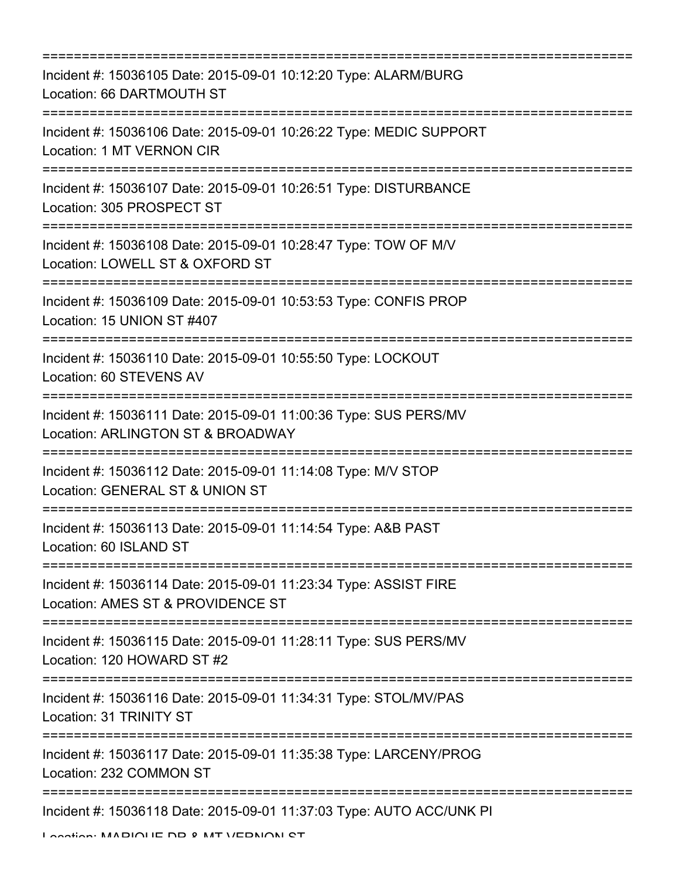===========================================================================

Incident #: 15036105 Date: 2015-09-01 10:12:20 Type: ALARM/BURG

Location: 66 DARTMOUTH ST

===========================================================================

Incident #: 15036106 Date: 2015-09-01 10:26:22 Type: MEDIC SUPPORT

Location: 1 MT VERNON CIR

===========================================================================

Incident #: 15036107 Date: 2015-09-01 10:26:51 Type: DISTURBANCE

Location: 305 PROSPECT ST

===========================================================================

Incident #: 15036108 Date: 2015-09-01 10:28:47 Type: TOW OF M/V

Location: LOWELL ST & OXFORD ST

===========================================================================

Incident #: 15036109 Date: 2015-09-01 10:53:53 Type: CONFIS PROP

Location: 15 UNION ST #407

===========================================================================

Incident #: 15036110 Date: 2015-09-01 10:55:50 Type: LOCKOUT

Location: 60 STEVENS AV

===========================================================================

Incident #: 15036111 Date: 2015-09-01 11:00:36 Type: SUS PERS/MV

Location: ARLINGTON ST & BROADWAY

===========================================================================

Incident #: 15036112 Date: 2015-09-01 11:14:08 Type: M/V STOP

Location: GENERAL ST & UNION ST

===========================================================================

Incident #: 15036113 Date: 2015-09-01 11:14:54 Type: A&B PAST

Location: 60 ISLAND ST

===========================================================================

Incident #: 15036114 Date: 2015-09-01 11:23:34 Type: ASSIST FIRE

Location: AMES ST & PROVIDENCE ST

===========================================================================

Incident #: 15036115 Date: 2015-09-01 11:28:11 Type: SUS PERS/MV

Location: 120 HOWARD ST #2

===========================================================================

Incident #: 15036116 Date: 2015-09-01 11:34:31 Type: STOL/MV/PAS

Location: 31 TRINITY ST

===========================================================================

Incident #: 15036117 Date: 2015-09-01 11:35:38 Type: LARCENY/PROG

Location: 232 COMMON ST

===========================================================================

Incident #: 15036118 Date: 2015-09-01 11:37:03 Type: AUTO ACC/UNK PI

Location: MARIQUE DR & MT VERNON ST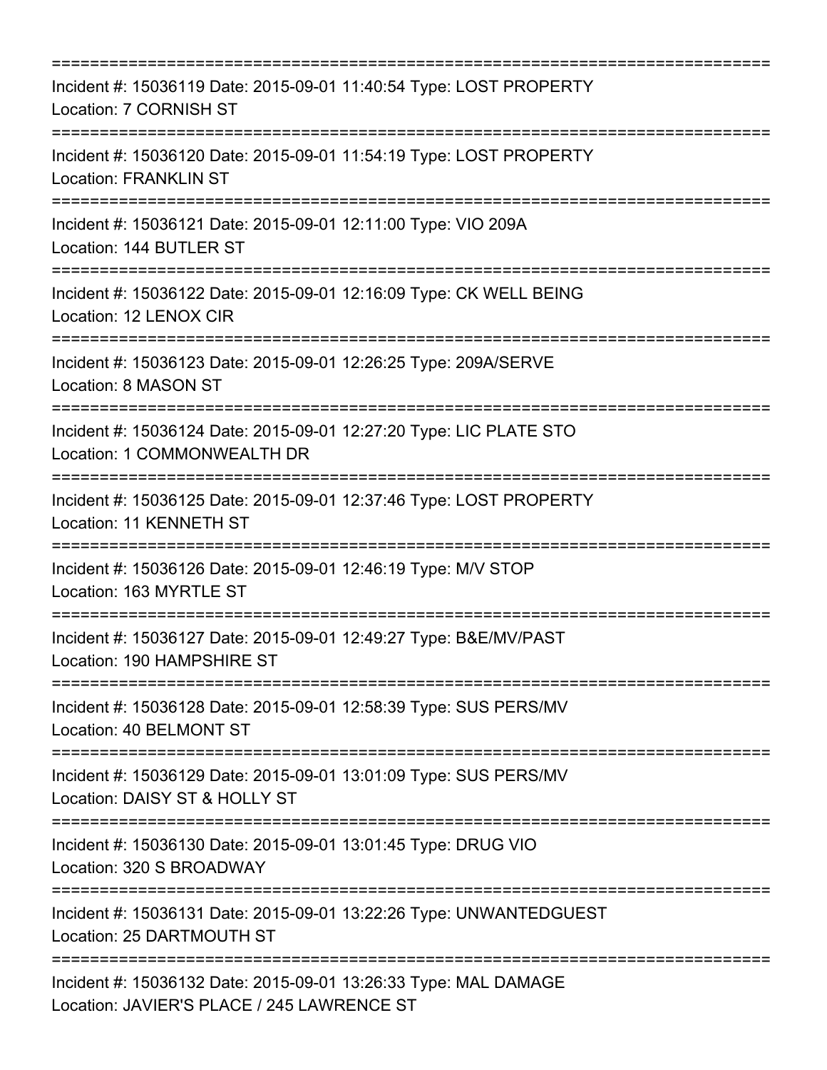===========================================================================

Incident #: 15036119 Date: 2015-09-01 11:40:54 Type: LOST PROPERTY
Location: 7 CORNISH ST

===========================================================================

Incident #: 15036120 Date: 2015-09-01 11:54:19 Type: LOST PROPERTY
Location: FRANKLIN ST

===========================================================================

Incident #: 15036121 Date: 2015-09-01 12:11:00 Type: VIO 209A
Location: 144 BUTLER ST

===========================================================================

Incident #: 15036122 Date: 2015-09-01 12:16:09 Type: CK WELL BEING
Location: 12 LENOX CIR

===========================================================================

Incident #: 15036123 Date: 2015-09-01 12:26:25 Type: 209A/SERVE
Location: 8 MASON ST

===========================================================================

Incident #: 15036124 Date: 2015-09-01 12:27:20 Type: LIC PLATE STO
Location: 1 COMMONWEALTH DR

===========================================================================

Incident #: 15036125 Date: 2015-09-01 12:37:46 Type: LOST PROPERTY
Location: 11 KENNETH ST

===========================================================================

Incident #: 15036126 Date: 2015-09-01 12:46:19 Type: M/V STOP
Location: 163 MYRTLE ST

===========================================================================

Incident #: 15036127 Date: 2015-09-01 12:49:27 Type: B&E/MV/PAST
Location: 190 HAMPSHIRE ST

===========================================================================

Incident #: 15036128 Date: 2015-09-01 12:58:39 Type: SUS PERS/MV
Location: 40 BELMONT ST

===========================================================================

Incident #: 15036129 Date: 2015-09-01 13:01:09 Type: SUS PERS/MV
Location: DAISY ST & HOLLY ST

===========================================================================

Incident #: 15036130 Date: 2015-09-01 13:01:45 Type: DRUG VIO
Location: 320 S BROADWAY

===========================================================================

Incident #: 15036131 Date: 2015-09-01 13:22:26 Type: UNWANTEDGUEST
Location: 25 DARTMOUTH ST

===========================================================================

Incident #: 15036132 Date: 2015-09-01 13:26:33 Type: MAL DAMAGE
Location: JAVIER'S PLACE / 245 LAWRENCE ST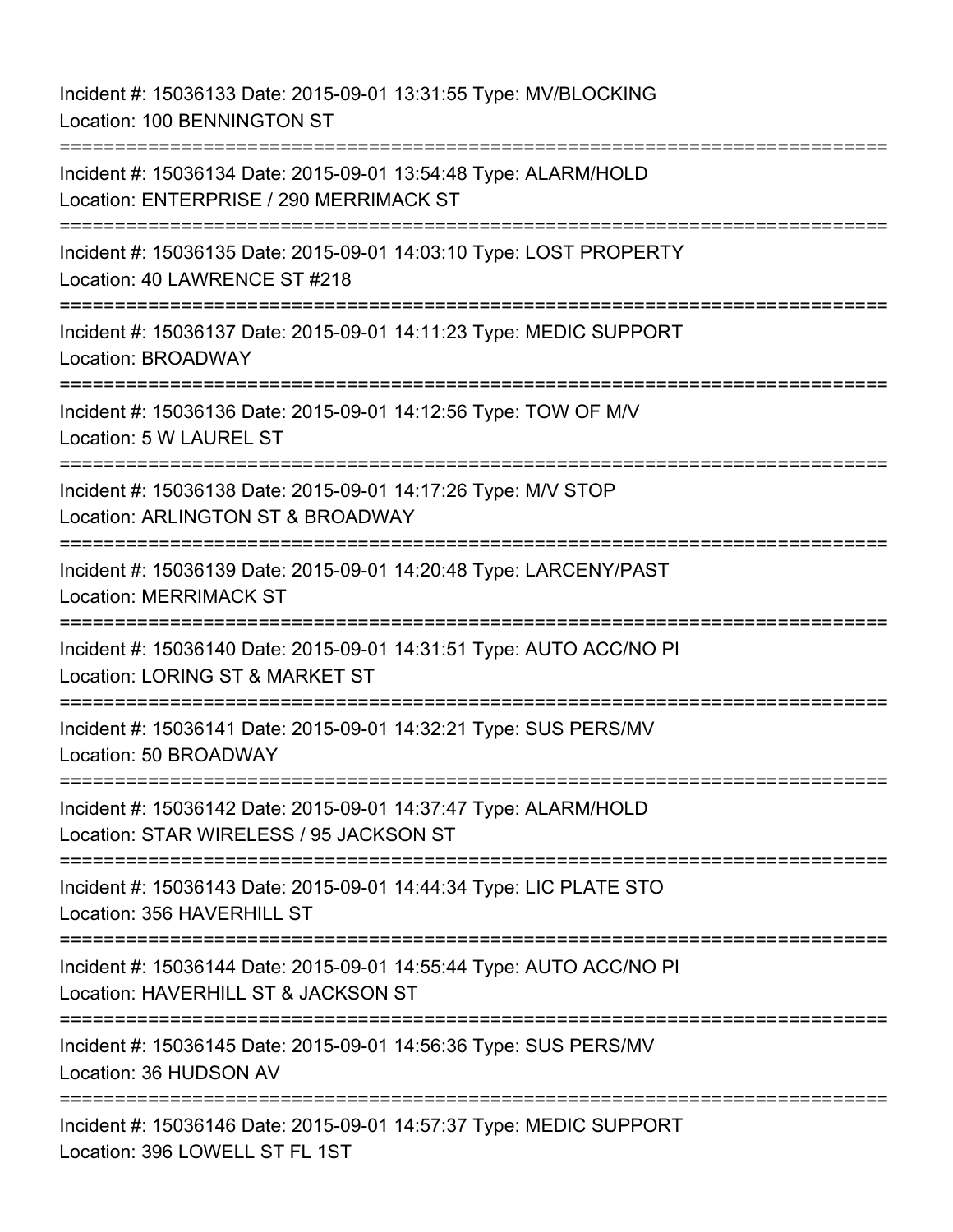Incident #: 15036133 Date: 2015-09-01 13:31:55 Type: MV/BLOCKING
Location: 100 BENNINGTON ST

===========================================================================

Incident #: 15036134 Date: 2015-09-01 13:54:48 Type: ALARM/HOLD
Location: ENTERPRISE / 290 MERRIMACK ST

===========================================================================

Incident #: 15036135 Date: 2015-09-01 14:03:10 Type: LOST PROPERTY
Location: 40 LAWRENCE ST #218

===========================================================================

Incident #: 15036137 Date: 2015-09-01 14:11:23 Type: MEDIC SUPPORT
Location: BROADWAY

===========================================================================

Incident #: 15036136 Date: 2015-09-01 14:12:56 Type: TOW OF M/V
Location: 5 W LAUREL ST

===========================================================================

Incident #: 15036138 Date: 2015-09-01 14:17:26 Type: M/V STOP
Location: ARLINGTON ST & BROADWAY

===========================================================================

Incident #: 15036139 Date: 2015-09-01 14:20:48 Type: LARCENY/PAST
Location: MERRIMACK ST

===========================================================================

Incident #: 15036140 Date: 2015-09-01 14:31:51 Type: AUTO ACC/NO PI
Location: LORING ST & MARKET ST

===========================================================================

Incident #: 15036141 Date: 2015-09-01 14:32:21 Type: SUS PERS/MV
Location: 50 BROADWAY

===========================================================================

Incident #: 15036142 Date: 2015-09-01 14:37:47 Type: ALARM/HOLD
Location: STAR WIRELESS / 95 JACKSON ST

===========================================================================

Incident #: 15036143 Date: 2015-09-01 14:44:34 Type: LIC PLATE STO
Location: 356 HAVERHILL ST

===========================================================================

Incident #: 15036144 Date: 2015-09-01 14:55:44 Type: AUTO ACC/NO PI
Location: HAVERHILL ST & JACKSON ST

===========================================================================

Incident #: 15036145 Date: 2015-09-01 14:56:36 Type: SUS PERS/MV
Location: 36 HUDSON AV

===========================================================================

Incident #: 15036146 Date: 2015-09-01 14:57:37 Type: MEDIC SUPPORT
Location: 396 LOWELL ST FL 1ST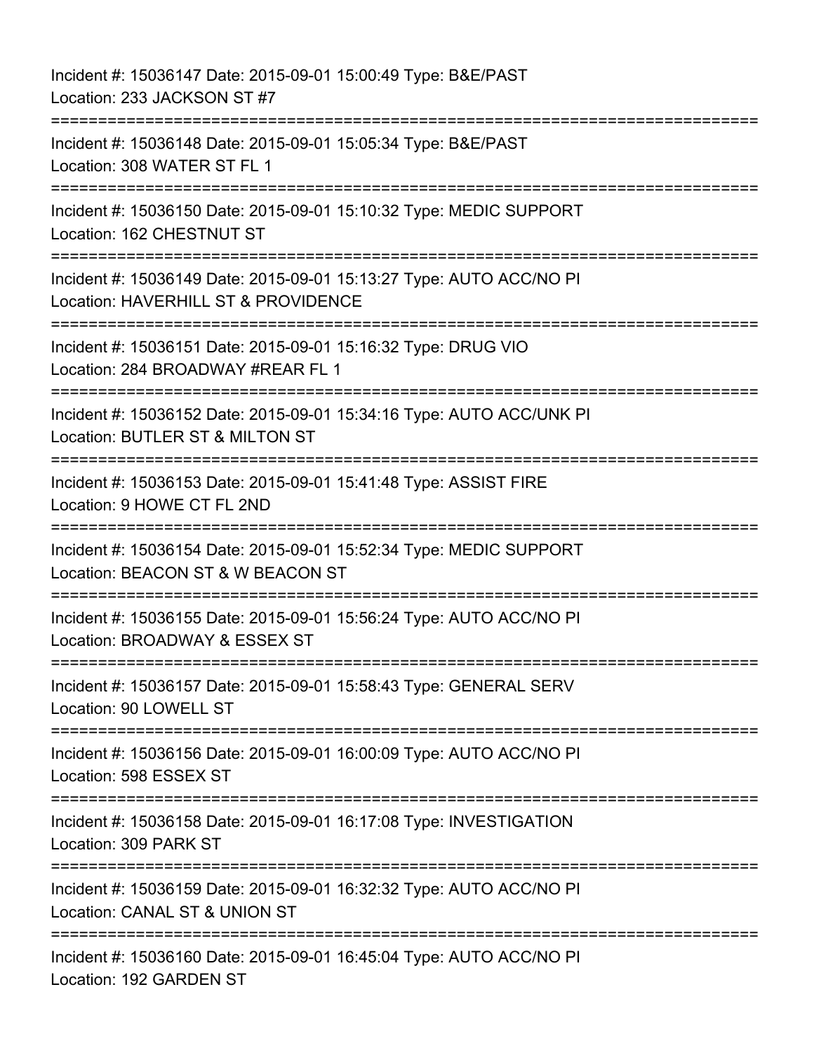Incident #: 15036147 Date: 2015-09-01 15:00:49 Type: B&E/PAST
Location: 233 JACKSON ST #7

===========================================================================

Incident #: 15036148 Date: 2015-09-01 15:05:34 Type: B&E/PAST
Location: 308 WATER ST FL 1

===========================================================================

Incident #: 15036150 Date: 2015-09-01 15:10:32 Type: MEDIC SUPPORT
Location: 162 CHESTNUT ST

===========================================================================

Incident #: 15036149 Date: 2015-09-01 15:13:27 Type: AUTO ACC/NO PI
Location: HAVERHILL ST & PROVIDENCE

===========================================================================

Incident #: 15036151 Date: 2015-09-01 15:16:32 Type: DRUG VIO
Location: 284 BROADWAY #REAR FL 1

===========================================================================

Incident #: 15036152 Date: 2015-09-01 15:34:16 Type: AUTO ACC/UNK PI
Location: BUTLER ST & MILTON ST

===========================================================================

Incident #: 15036153 Date: 2015-09-01 15:41:48 Type: ASSIST FIRE
Location: 9 HOWE CT FL 2ND

===========================================================================

Incident #: 15036154 Date: 2015-09-01 15:52:34 Type: MEDIC SUPPORT
Location: BEACON ST & W BEACON ST

===========================================================================

Incident #: 15036155 Date: 2015-09-01 15:56:24 Type: AUTO ACC/NO PI
Location: BROADWAY & ESSEX ST

===========================================================================

Incident #: 15036157 Date: 2015-09-01 15:58:43 Type: GENERAL SERV
Location: 90 LOWELL ST

===========================================================================

Incident #: 15036156 Date: 2015-09-01 16:00:09 Type: AUTO ACC/NO PI
Location: 598 ESSEX ST

===========================================================================

Incident #: 15036158 Date: 2015-09-01 16:17:08 Type: INVESTIGATION
Location: 309 PARK ST

===========================================================================

Incident #: 15036159 Date: 2015-09-01 16:32:32 Type: AUTO ACC/NO PI
Location: CANAL ST & UNION ST

===========================================================================

Incident #: 15036160 Date: 2015-09-01 16:45:04 Type: AUTO ACC/NO PI
Location: 192 GARDEN ST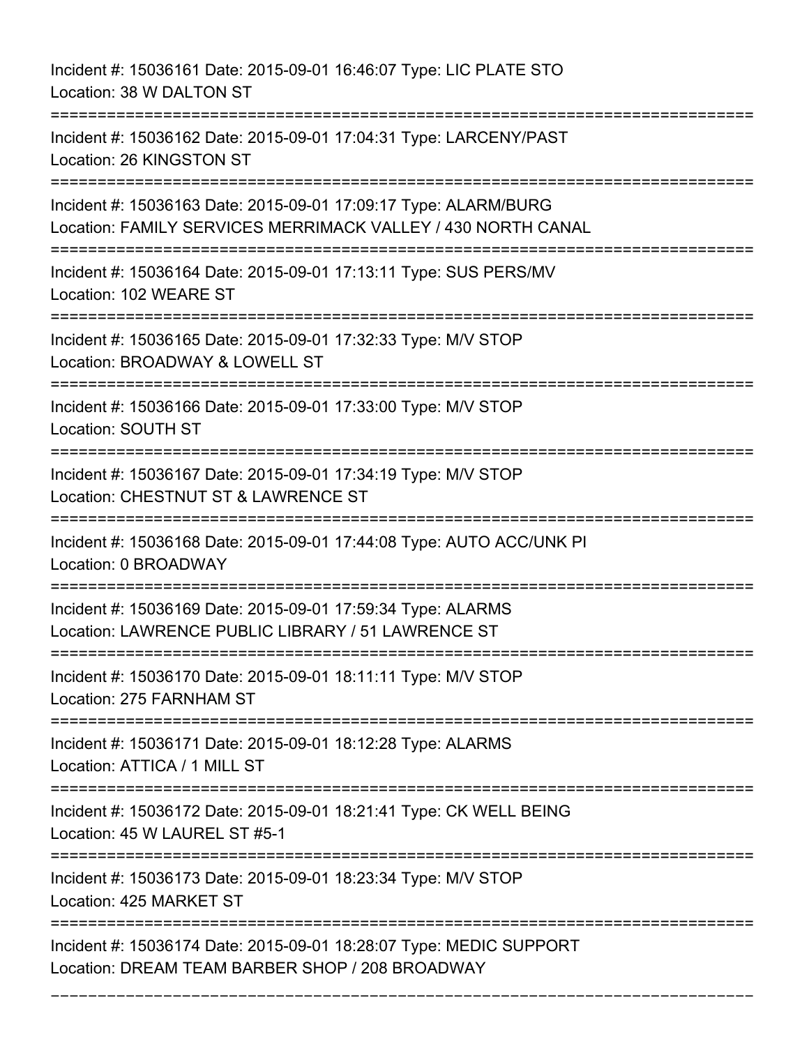Incident #: 15036161 Date: 2015-09-01 16:46:07 Type: LIC PLATE STO
Location: 38 W DALTON ST

===========================================================================

Incident #: 15036162 Date: 2015-09-01 17:04:31 Type: LARCENY/PAST
Location: 26 KINGSTON ST

===========================================================================

Incident #: 15036163 Date: 2015-09-01 17:09:17 Type: ALARM/BURG
Location: FAMILY SERVICES MERRIMACK VALLEY / 430 NORTH CANAL

===========================================================================

Incident #: 15036164 Date: 2015-09-01 17:13:11 Type: SUS PERS/MV
Location: 102 WEARE ST

===========================================================================

Incident #: 15036165 Date: 2015-09-01 17:32:33 Type: M/V STOP
Location: BROADWAY & LOWELL ST

===========================================================================

Incident #: 15036166 Date: 2015-09-01 17:33:00 Type: M/V STOP
Location: SOUTH ST

===========================================================================

Incident #: 15036167 Date: 2015-09-01 17:34:19 Type: M/V STOP
Location: CHESTNUT ST & LAWRENCE ST

===========================================================================

Incident #: 15036168 Date: 2015-09-01 17:44:08 Type: AUTO ACC/UNK PI
Location: 0 BROADWAY

===========================================================================

Incident #: 15036169 Date: 2015-09-01 17:59:34 Type: ALARMS
Location: LAWRENCE PUBLIC LIBRARY / 51 LAWRENCE ST

===========================================================================

Incident #: 15036170 Date: 2015-09-01 18:11:11 Type: M/V STOP
Location: 275 FARNHAM ST

===========================================================================

Incident #: 15036171 Date: 2015-09-01 18:12:28 Type: ALARMS
Location: ATTICA / 1 MILL ST

===========================================================================

Incident #: 15036172 Date: 2015-09-01 18:21:41 Type: CK WELL BEING
Location: 45 W LAUREL ST #5-1

===========================================================================

Incident #: 15036173 Date: 2015-09-01 18:23:34 Type: M/V STOP
Location: 425 MARKET ST

===========================================================================

Incident #: 15036174 Date: 2015-09-01 18:28:07 Type: MEDIC SUPPORT
Location: DREAM TEAM BARBER SHOP / 208 BROADWAY

===========================================================================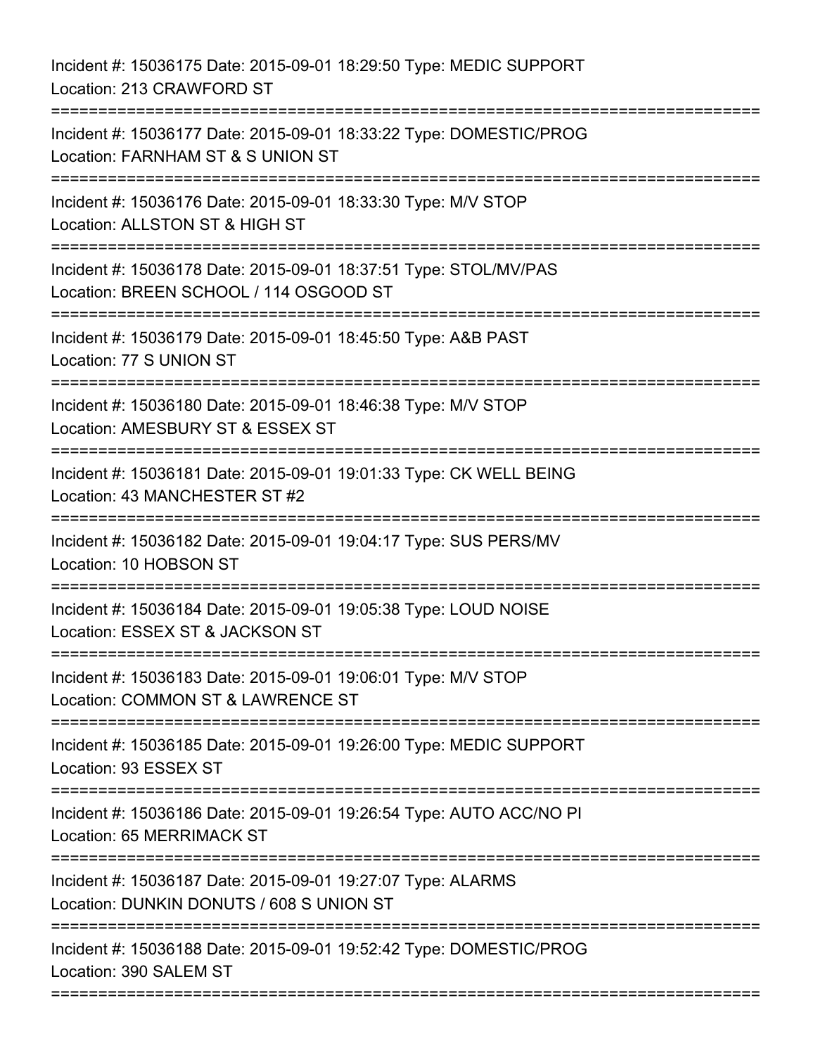Incident #: 15036175 Date: 2015-09-01 18:29:50 Type: MEDIC SUPPORT
Location: 213 CRAWFORD ST

===========================================================================

Incident #: 15036177 Date: 2015-09-01 18:33:22 Type: DOMESTIC/PROG
Location: FARNHAM ST & S UNION ST

===========================================================================

Incident #: 15036176 Date: 2015-09-01 18:33:30 Type: M/V STOP
Location: ALLSTON ST & HIGH ST

===========================================================================

Incident #: 15036178 Date: 2015-09-01 18:37:51 Type: STOL/MV/PAS
Location: BREEN SCHOOL / 114 OSGOOD ST

===========================================================================

Incident #: 15036179 Date: 2015-09-01 18:45:50 Type: A&B PAST
Location: 77 S UNION ST

===========================================================================

Incident #: 15036180 Date: 2015-09-01 18:46:38 Type: M/V STOP
Location: AMESBURY ST & ESSEX ST

===========================================================================

Incident #: 15036181 Date: 2015-09-01 19:01:33 Type: CK WELL BEING
Location: 43 MANCHESTER ST #2

===========================================================================

Incident #: 15036182 Date: 2015-09-01 19:04:17 Type: SUS PERS/MV
Location: 10 HOBSON ST

===========================================================================

Incident #: 15036184 Date: 2015-09-01 19:05:38 Type: LOUD NOISE
Location: ESSEX ST & JACKSON ST

===========================================================================

Incident #: 15036183 Date: 2015-09-01 19:06:01 Type: M/V STOP
Location: COMMON ST & LAWRENCE ST

===========================================================================

Incident #: 15036185 Date: 2015-09-01 19:26:00 Type: MEDIC SUPPORT
Location: 93 ESSEX ST

===========================================================================

Incident #: 15036186 Date: 2015-09-01 19:26:54 Type: AUTO ACC/NO PI
Location: 65 MERRIMACK ST

===========================================================================

Incident #: 15036187 Date: 2015-09-01 19:27:07 Type: ALARMS
Location: DUNKIN DONUTS / 608 S UNION ST

===========================================================================

Incident #: 15036188 Date: 2015-09-01 19:52:42 Type: DOMESTIC/PROG
Location: 390 SALEM ST

===========================================================================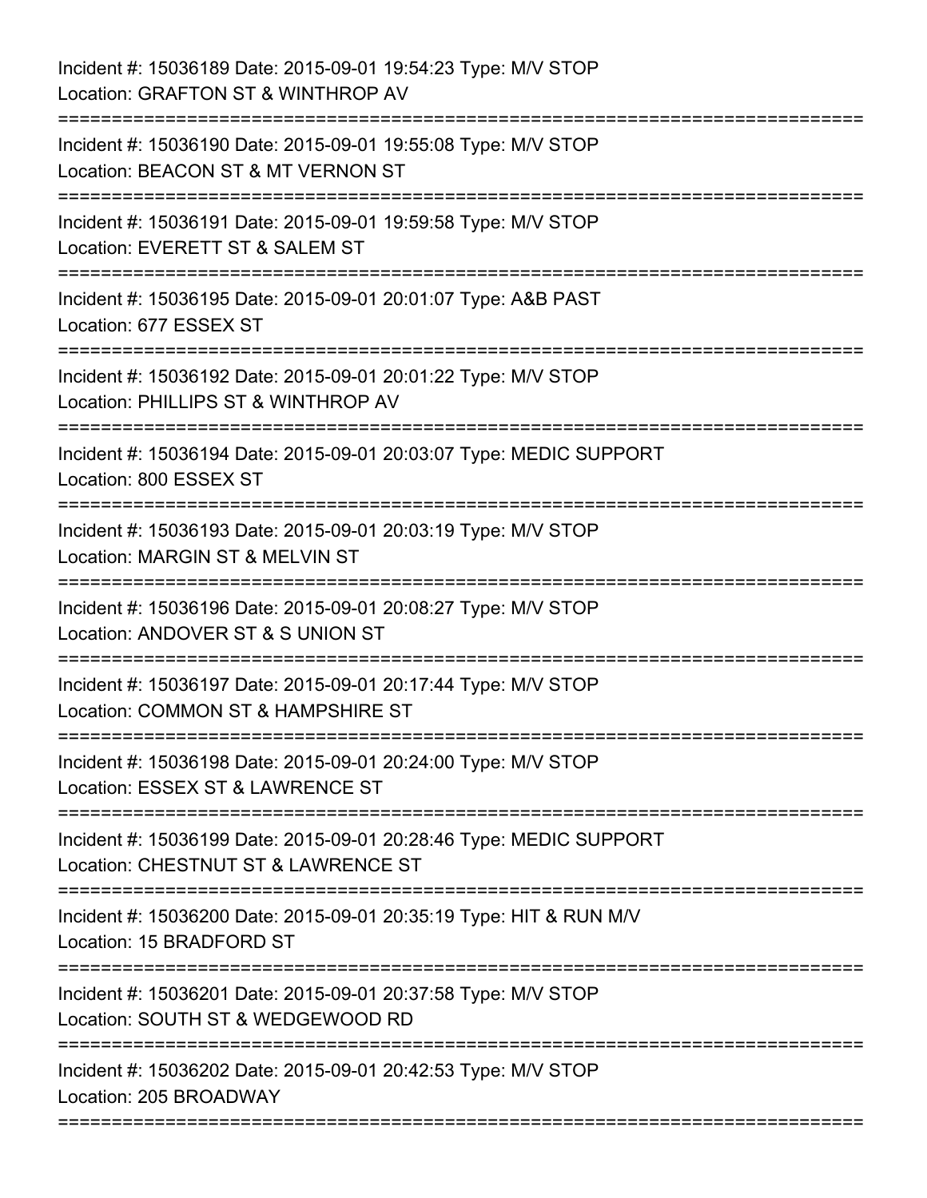Incident #: 15036189 Date: 2015-09-01 19:54:23 Type: M/V STOP
Location: GRAFTON ST & WINTHROP AV

===========================================================================

Incident #: 15036190 Date: 2015-09-01 19:55:08 Type: M/V STOP
Location: BEACON ST & MT VERNON ST

===========================================================================

Incident #: 15036191 Date: 2015-09-01 19:59:58 Type: M/V STOP
Location: EVERETT ST & SALEM ST

===========================================================================

Incident #: 15036195 Date: 2015-09-01 20:01:07 Type: A&B PAST
Location: 677 ESSEX ST

===========================================================================

Incident #: 15036192 Date: 2015-09-01 20:01:22 Type: M/V STOP
Location: PHILLIPS ST & WINTHROP AV

===========================================================================

Incident #: 15036194 Date: 2015-09-01 20:03:07 Type: MEDIC SUPPORT
Location: 800 ESSEX ST

===========================================================================

Incident #: 15036193 Date: 2015-09-01 20:03:19 Type: M/V STOP
Location: MARGIN ST & MELVIN ST

===========================================================================

Incident #: 15036196 Date: 2015-09-01 20:08:27 Type: M/V STOP
Location: ANDOVER ST & S UNION ST

===========================================================================

Incident #: 15036197 Date: 2015-09-01 20:17:44 Type: M/V STOP
Location: COMMON ST & HAMPSHIRE ST

===========================================================================

Incident #: 15036198 Date: 2015-09-01 20:24:00 Type: M/V STOP
Location: ESSEX ST & LAWRENCE ST

===========================================================================

Incident #: 15036199 Date: 2015-09-01 20:28:46 Type: MEDIC SUPPORT
Location: CHESTNUT ST & LAWRENCE ST

===========================================================================

Incident #: 15036200 Date: 2015-09-01 20:35:19 Type: HIT & RUN M/V
Location: 15 BRADFORD ST

===========================================================================

Incident #: 15036201 Date: 2015-09-01 20:37:58 Type: M/V STOP
Location: SOUTH ST & WEDGEWOOD RD

===========================================================================

Incident #: 15036202 Date: 2015-09-01 20:42:53 Type: M/V STOP
Location: 205 BROADWAY

===========================================================================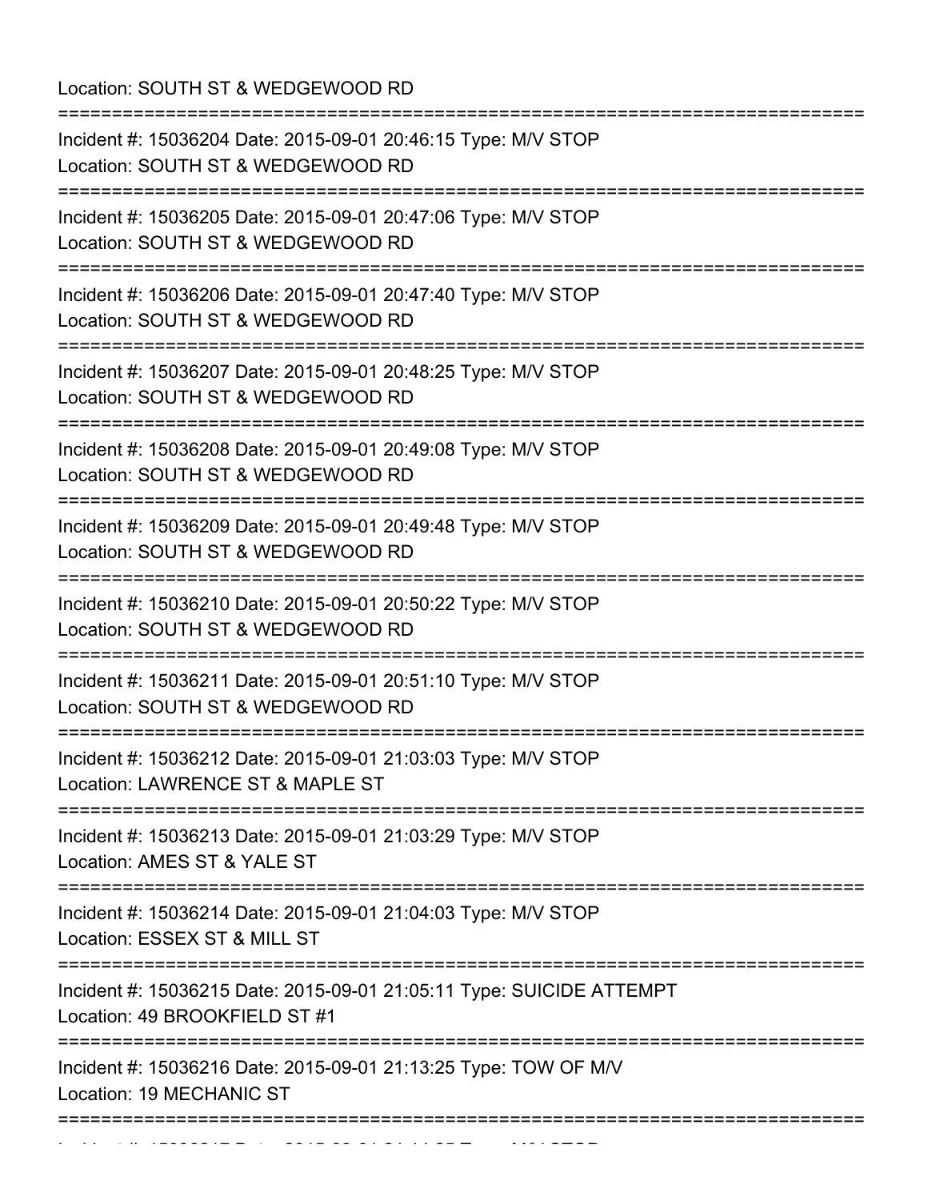Location: SOUTH ST & WEDGEWOOD RD

===========================================================================

Incident #: 15036204 Date: 2015-09-01 20:46:15 Type: M/V STOP
Location: SOUTH ST & WEDGEWOOD RD

===========================================================================

Incident #: 15036205 Date: 2015-09-01 20:47:06 Type: M/V STOP
Location: SOUTH ST & WEDGEWOOD RD

===========================================================================

Incident #: 15036206 Date: 2015-09-01 20:47:40 Type: M/V STOP
Location: SOUTH ST & WEDGEWOOD RD

===========================================================================

Incident #: 15036207 Date: 2015-09-01 20:48:25 Type: M/V STOP
Location: SOUTH ST & WEDGEWOOD RD

===========================================================================

Incident #: 15036208 Date: 2015-09-01 20:49:08 Type: M/V STOP
Location: SOUTH ST & WEDGEWOOD RD

===========================================================================

Incident #: 15036209 Date: 2015-09-01 20:49:48 Type: M/V STOP
Location: SOUTH ST & WEDGEWOOD RD

===========================================================================

Incident #: 15036210 Date: 2015-09-01 20:50:22 Type: M/V STOP
Location: SOUTH ST & WEDGEWOOD RD

===========================================================================

Incident #: 15036211 Date: 2015-09-01 20:51:10 Type: M/V STOP
Location: SOUTH ST & WEDGEWOOD RD

===========================================================================

Incident #: 15036212 Date: 2015-09-01 21:03:03 Type: M/V STOP
Location: LAWRENCE ST & MAPLE ST

===========================================================================

Incident #: 15036213 Date: 2015-09-01 21:03:29 Type: M/V STOP
Location: AMES ST & YALE ST

===========================================================================

Incident #: 15036214 Date: 2015-09-01 21:04:03 Type: M/V STOP
Location: ESSEX ST & MILL ST

===========================================================================

Incident #: 15036215 Date: 2015-09-01 21:05:11 Type: SUICIDE ATTEMPT
Location: 49 BROOKFIELD ST #1

===========================================================================

Incident #: 15036216 Date: 2015-09-01 21:13:25 Type: TOW OF M/V
Location: 19 MECHANIC ST

===========================================================================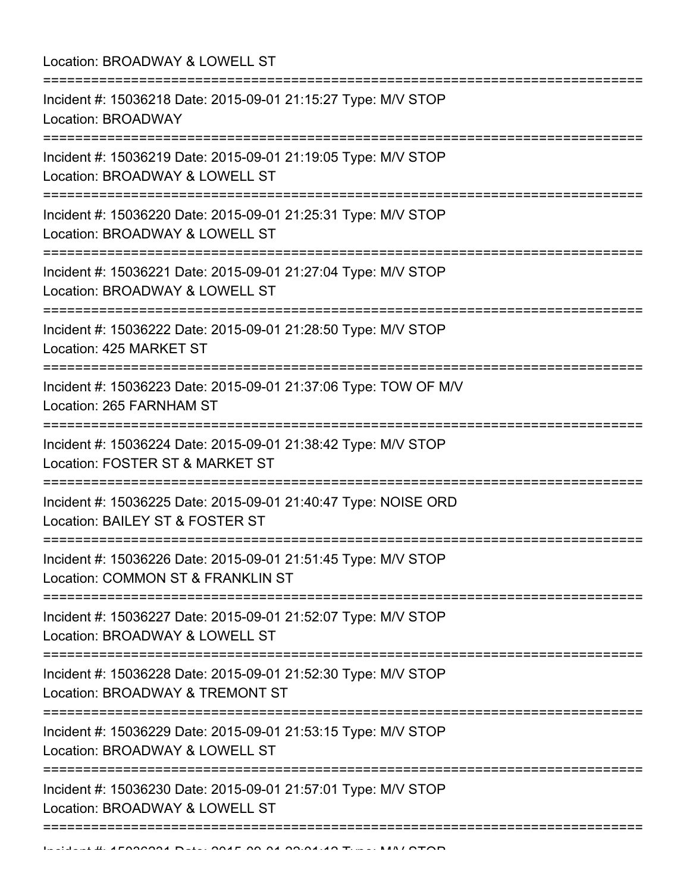Location: BROADWAY & LOWELL ST

===========================================================================

Incident #: 15036218 Date: 2015-09-01 21:15:27 Type: M/V STOP

Location: BROADWAY

===========================================================================

Incident #: 15036219 Date: 2015-09-01 21:19:05 Type: M/V STOP

Location: BROADWAY & LOWELL ST

===========================================================================

Incident #: 15036220 Date: 2015-09-01 21:25:31 Type: M/V STOP

Location: BROADWAY & LOWELL ST

===========================================================================

Incident #: 15036221 Date: 2015-09-01 21:27:04 Type: M/V STOP

Location: BROADWAY & LOWELL ST

===========================================================================

Incident #: 15036222 Date: 2015-09-01 21:28:50 Type: M/V STOP

Location: 425 MARKET ST

===========================================================================

Incident #: 15036223 Date: 2015-09-01 21:37:06 Type: TOW OF M/V

Location: 265 FARNHAM ST

===========================================================================

Incident #: 15036224 Date: 2015-09-01 21:38:42 Type: M/V STOP

Location: FOSTER ST & MARKET ST

===========================================================================

Incident #: 15036225 Date: 2015-09-01 21:40:47 Type: NOISE ORD

Location: BAILEY ST & FOSTER ST

===========================================================================

Incident #: 15036226 Date: 2015-09-01 21:51:45 Type: M/V STOP

Location: COMMON ST & FRANKLIN ST

===========================================================================

Incident #: 15036227 Date: 2015-09-01 21:52:07 Type: M/V STOP

Location: BROADWAY & LOWELL ST

===========================================================================

Incident #: 15036228 Date: 2015-09-01 21:52:30 Type: M/V STOP

Location: BROADWAY & TREMONT ST

===========================================================================

Incident #: 15036229 Date: 2015-09-01 21:53:15 Type: M/V STOP

Location: BROADWAY & LOWELL ST

===========================================================================

Incident #: 15036230 Date: 2015-09-01 21:57:01 Type: M/V STOP

Location: BROADWAY & LOWELL ST

===========================================================================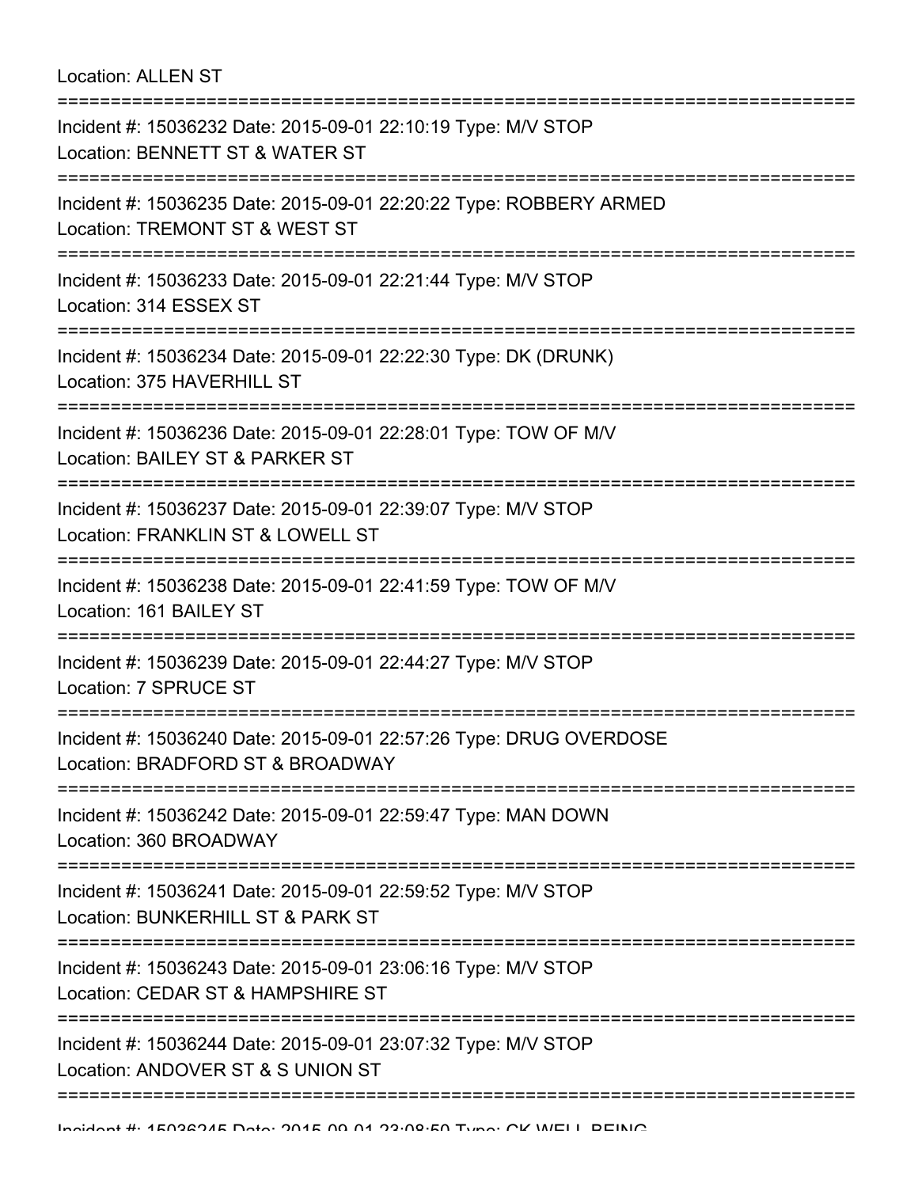Location: ALLEN ST

===========================================================================

Incident #: 15036232 Date: 2015-09-01 22:10:19 Type: M/V STOP

Location: BENNETT ST & WATER ST

===========================================================================

Incident #: 15036235 Date: 2015-09-01 22:20:22 Type: ROBBERY ARMED

Location: TREMONT ST & WEST ST

===========================================================================

Incident #: 15036233 Date: 2015-09-01 22:21:44 Type: M/V STOP

Location: 314 ESSEX ST

===========================================================================

Incident #: 15036234 Date: 2015-09-01 22:22:30 Type: DK (DRUNK)

Location: 375 HAVERHILL ST

===========================================================================

Incident #: 15036236 Date: 2015-09-01 22:28:01 Type: TOW OF M/V

Location: BAILEY ST & PARKER ST

===========================================================================

Incident #: 15036237 Date: 2015-09-01 22:39:07 Type: M/V STOP

Location: FRANKLIN ST & LOWELL ST

===========================================================================

Incident #: 15036238 Date: 2015-09-01 22:41:59 Type: TOW OF M/V

Location: 161 BAILEY ST

===========================================================================

Incident #: 15036239 Date: 2015-09-01 22:44:27 Type: M/V STOP

Location: 7 SPRUCE ST

===========================================================================

Incident #: 15036240 Date: 2015-09-01 22:57:26 Type: DRUG OVERDOSE

Location: BRADFORD ST & BROADWAY

===========================================================================

Incident #: 15036242 Date: 2015-09-01 22:59:47 Type: MAN DOWN

Location: 360 BROADWAY

===========================================================================

Incident #: 15036241 Date: 2015-09-01 22:59:52 Type: M/V STOP

Location: BUNKERHILL ST & PARK ST

===========================================================================

Incident #: 15036243 Date: 2015-09-01 23:06:16 Type: M/V STOP

Location: CEDAR ST & HAMPSHIRE ST

===========================================================================

Incident #: 15036244 Date: 2015-09-01 23:07:32 Type: M/V STOP

Location: ANDOVER ST & S UNION ST

===========================================================================

Incident #: 15036245 Date: 2015-09-01 23:08:50 Type: CK WELL BEING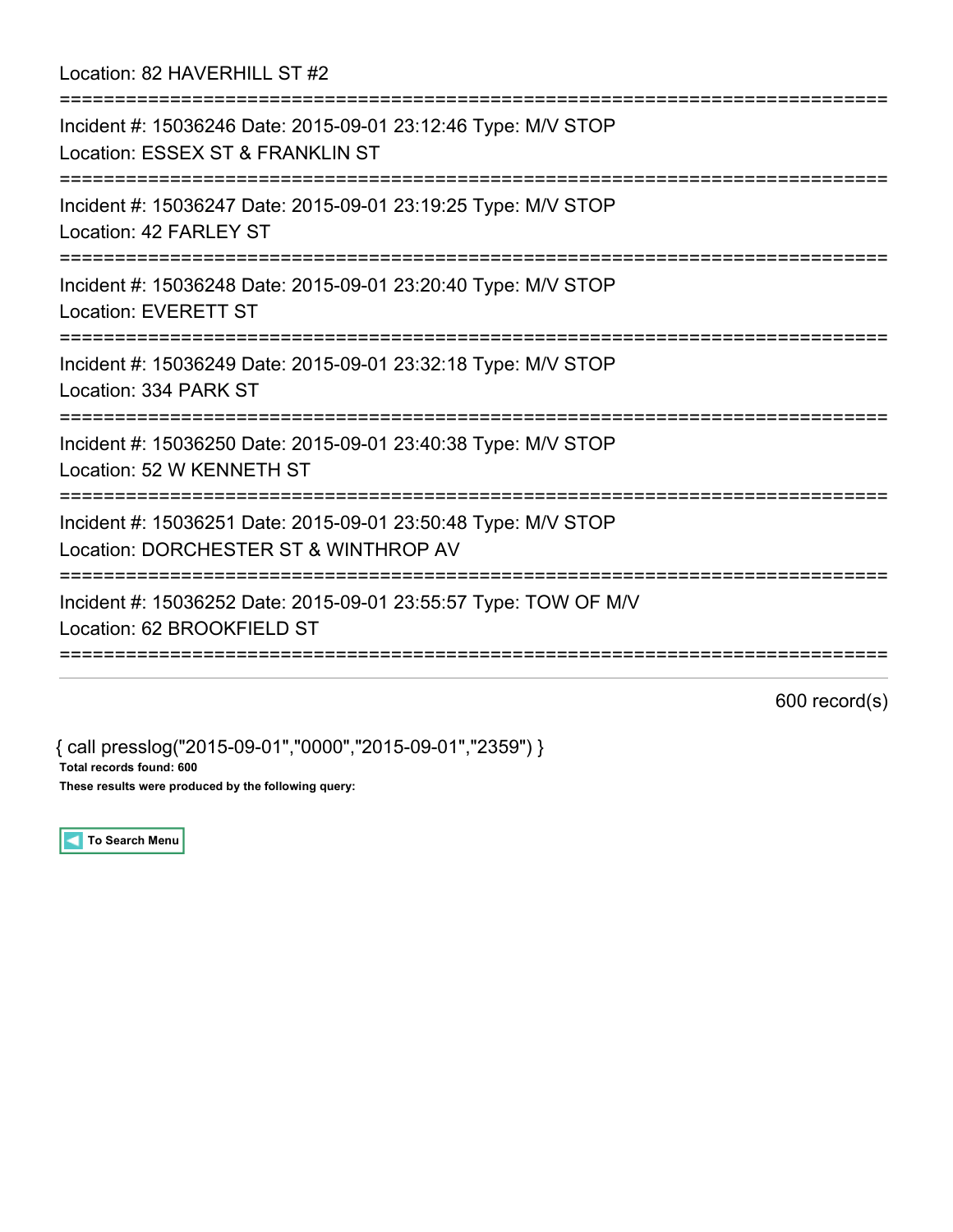Location: 82 HAVERHILL ST #2

===========================================================================

Incident #: 15036246 Date: 2015-09-01 23:12:46 Type: M/V STOP

Location: ESSEX ST & FRANKLIN ST

===========================================================================

Incident #: 15036247 Date: 2015-09-01 23:19:25 Type: M/V STOP

Location: 42 FARLEY ST

===========================================================================

Incident #: 15036248 Date: 2015-09-01 23:20:40 Type: M/V STOP

Location: EVERETT ST

===========================================================================

Incident #: 15036249 Date: 2015-09-01 23:32:18 Type: M/V STOP

Location: 334 PARK ST

===========================================================================

Incident #: 15036250 Date: 2015-09-01 23:40:38 Type: M/V STOP

Location: 52 W KENNETH ST

===========================================================================

Incident #: 15036251 Date: 2015-09-01 23:50:48 Type: M/V STOP

Location: DORCHESTER ST & WINTHROP AV

===========================================================================

Incident #: 15036252 Date: 2015-09-01 23:55:57 Type: TOW OF M/V

Location: 62 BROOKFIELD ST

===========================================================================

600 record(s)

{ call presslog("2015-09-01","0000","2015-09-01","2359") }

**Total records found: 600**

**These results were produced by the following query:**

To Search Menu